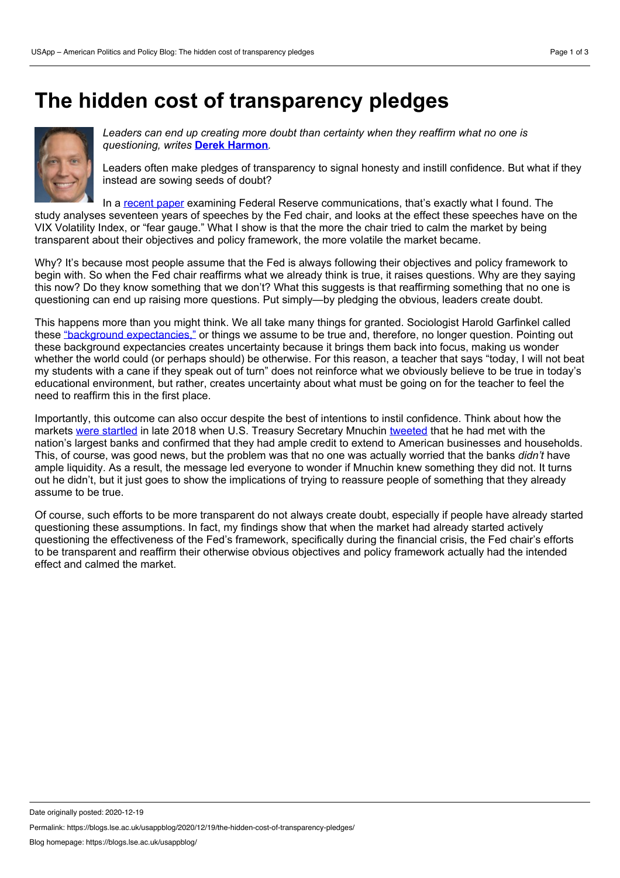# The hidden cost of transparency pledges

*Leaders can end up creating more doubt than certainty when they reaffirm what no one is questioning, writes* **Derek Harmon**.

Leaders often make pledges of transparency to signal honesty and instill confidence. But what if they instead are sowing seeds of doubt?

In a recent paper examining Federal Reserve communications, that's exactly what I found. The study analyses seventeen years of speeches by the Fed chair, and looks at the effect these speeches have on the VIX Volatility Index, or "fear gauge." What I show is that the more the chair tried to calm the market by being transparent about their objectives and policy framework, the more volatile the market became.

Why? It's because most people assume that the Fed is always following their objectives and policy framework to begin with. So when the Fed chair reaffirms what we already think is true, it raises questions. Why are they saying this now? Do they know something that we don't? What this suggests is that reaffirming something that no one is questioning can end up raising more questions. Put simply—by pledging the obvious, leaders create doubt.

This happens more than you might think. We all take many things for granted. Sociologist Harold Garfinkel called these "background expectancies," or things we assume to be true and, therefore, no longer question. Pointing out these background expectancies creates uncertainty because it brings them back into focus, making us wonder whether the world could (or perhaps should) be otherwise. For this reason, a teacher that says "today, I will not beat my students with a cane if they speak out of turn" does not reinforce what we obviously believe to be true in today's educational environment, but rather, creates uncertainty about what must be going on for the teacher to feel the need to reaffirm this in the first place.

Importantly, this outcome can also occur despite the best of intentions to instil confidence. Think about how the markets were startled in late 2018 when U.S. Treasury Secretary Mnuchin tweeted that he had met with the nation's largest banks and confirmed that they had ample credit to extend to American businesses and households. This, of course, was good news, but the problem was that no one was actually worried that the banks *didn't* have ample liquidity. As a result, the message led everyone to wonder if Mnuchin knew something they did not. It turns out he didn't, but it just goes to show the implications of trying to reassure people of something that they already assume to be true.

Of course, such efforts to be more transparent do not always create doubt, especially if people have already started questioning these assumptions. In fact, my findings show that when the market had already started actively questioning the effectiveness of the Fed's framework, specifically during the financial crisis, the Fed chair's efforts to be transparent and reaffirm their otherwise obvious objectives and policy framework actually had the intended effect and calmed the market.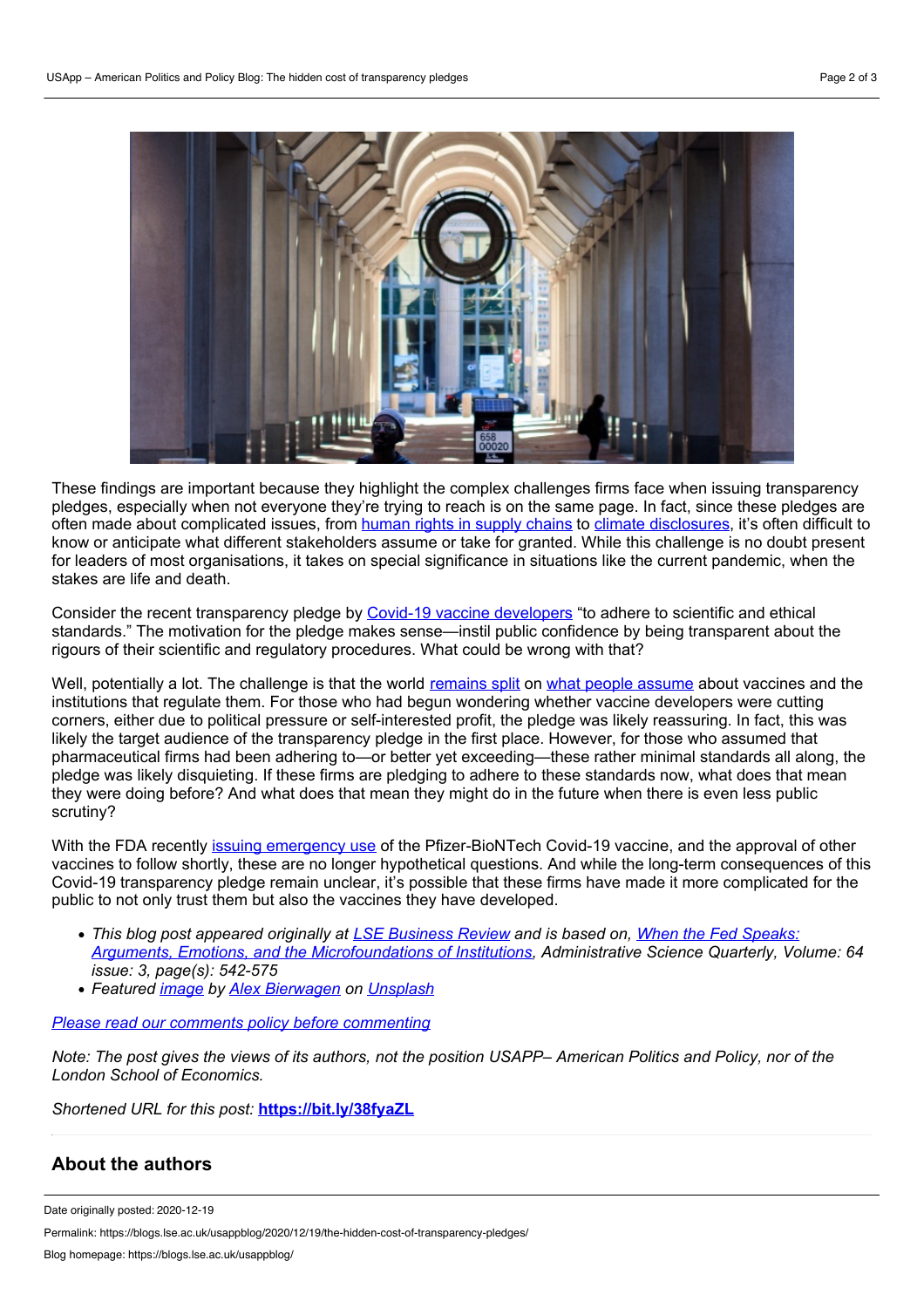These findings are important because they highlight the complex challenges firms face when issuing transparency pledges, especially when not everyone they're trying to reach is on the same page. In fact, since these pledges are often made about complicated issues, from human rights in supply chains to climate disclosures, it's often difficult to know or anticipate what different stakeholders assume or take for granted. While this challenge is no doubt present for leaders of most organisations, it takes on special significance in situations like the current pandemic, when the stakes are life and death.

Consider the recent transparency pledge by Covid-19 vaccine developers "to adhere to scientific and ethical standards." The motivation for the pledge makes sense—instil public confidence by being transparent about the rigours of their scientific and regulatory procedures. What could be wrong with that?

Well, potentially a lot. The challenge is that the world remains split on what people assume about vaccines and the institutions that regulate them. For those who had begun wondering whether vaccine developers were cutting corners, either due to political pressure or self-interested profit, the pledge was likely reassuring. In fact, this was likely the target audience of the transparency pledge in the first place. However, for those who assumed that pharmaceutical firms had been adhering to—or better yet exceeding—these rather minimal standards all along, the pledge was likely disquieting. If these firms are pledging to adhere to these standards now, what does that mean they were doing before? And what does that mean they might do in the future when there is even less public scrutiny?

With the FDA recently issuing emergency use of the Pfizer-BioNTech Covid-19 vaccine, and the approval of other vaccines to follow shortly, these are no longer hypothetical questions. And while the long-term consequences of this Covid-19 transparency pledge remain unclear, it's possible that these firms have made it more complicated for the public to not only trust them but also the vaccines they have developed.

- *This blog post appeared originally at LSE Business Review and is based on, When the Fed Speaks: Arguments, Emotions, and the Microfoundations of Institutions, Administrative Science Quarterly, Volume: 64 issue: 3, page(s): 542-575*
- *Featured image by Alex Bierwagen on Unsplash*

*Please read our comments policy before commenting*

*Note: The post gives the views of its authors, not the position USAPP– American Politics and Policy, nor of the London School of Economics.*

*Shortened URL for this post:* **https://bit.ly/38fyaZL**

## About the authors

Date originally posted: 2020-12-19

Permalink: https://blogs.lse.ac.uk/usappblog/2020/12/19/the-hidden-cost-of-transparency-pledges/

Blog homepage: https://blogs.lse.ac.uk/usappblog/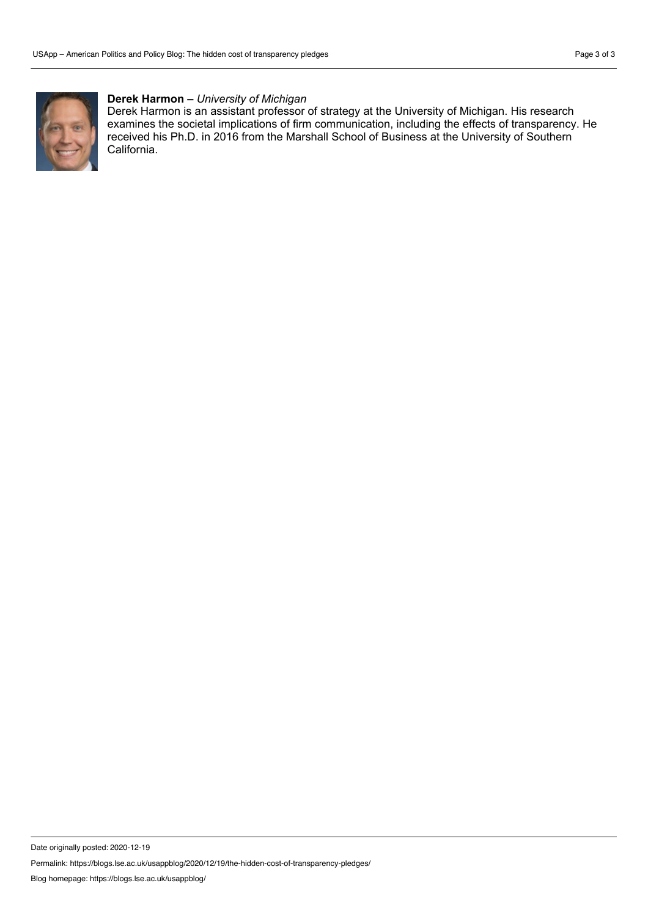**Derek Harmon –** *University of Michigan*

Derek Harmon is an assistant professor of strategy at the University of Michigan. His research examines the societal implications of firm communication, including the effects of transparency. He received his Ph.D. in 2016 from the Marshall School of Business at the University of Southern California.

Date originally posted: 2020-12-19

Permalink: https://blogs.lse.ac.uk/usappblog/2020/12/19/the-hidden-cost-of-transparency-pledges/

Blog homepage: https://blogs.lse.ac.uk/usappblog/